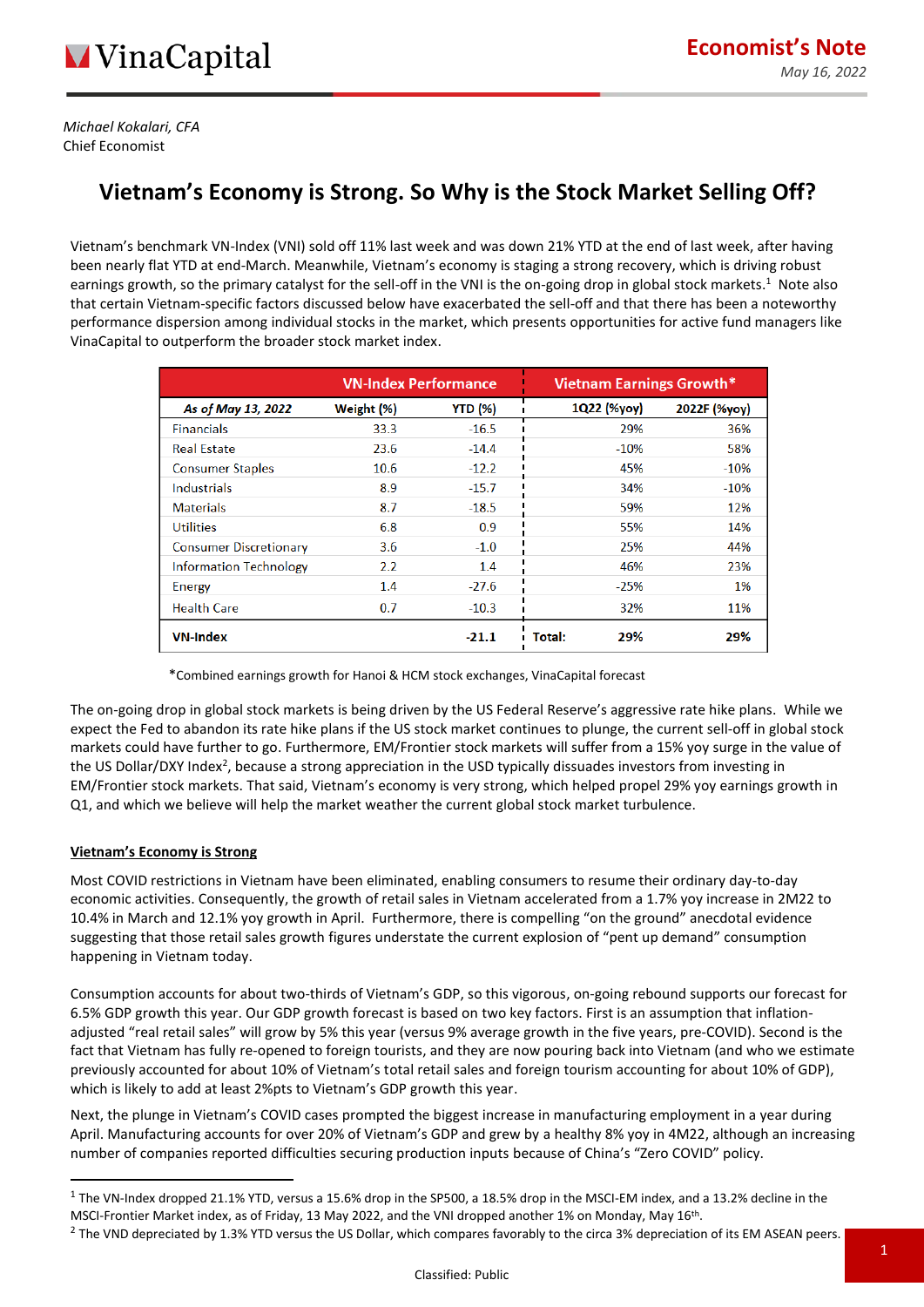VinaCapital

**Economist's Note**

*May 16, 2022*

*Michael Kokalari, CFA*
Chief Economist

# Vietnam's Economy is Strong. So Why is the Stock Market Selling Off?

Vietnam's benchmark VN-Index (VNI) sold off 11% last week and was down 21% YTD at the end of last week, after having been nearly flat YTD at end-March. Meanwhile, Vietnam's economy is staging a strong recovery, which is driving robust earnings growth, so the primary catalyst for the sell-off in the VNI is the on-going drop in global stock markets.[1] Note also that certain Vietnam-specific factors discussed below have exacerbated the sell-off and that there has been a noteworthy performance dispersion among individual stocks in the market, which presents opportunities for active fund managers like VinaCapital to outperform the broader stock market index.

| | VN-Index Performance | | Vietnam Earnings Growth* | |
|---|---|---|---|---|
| *As of May 13, 2022* | Weight (%) | YTD (%) | 1Q22 (%yoy) | 2022F (%yoy) |
| Financials | 33.3 | -16.5 | 29% | 36% |
| Real Estate | 23.6 | -14.4 | -10% | 58% |
| Consumer Staples | 10.6 | -12.2 | 45% | -10% |
| Industrials | 8.9 | -15.7 | 34% | -10% |
| Materials | 8.7 | -18.5 | 59% | 12% |
| Utilities | 6.8 | 0.9 | 55% | 14% |
| Consumer Discretionary | 3.6 | -1.0 | 25% | 44% |
| Information Technology | 2.2 | 1.4 | 46% | 23% |
| Energy | 1.4 | -27.6 | -25% | 1% |
| Health Care | 0.7 | -10.3 | 32% | 11% |
| **VN-Index** | | **-21.1** | **Total: 29%** | **29%** |

*Combined earnings growth for Hanoi & HCM stock exchanges, VinaCapital forecast

The on-going drop in global stock markets is being driven by the US Federal Reserve's aggressive rate hike plans. While we expect the Fed to abandon its rate hike plans if the US stock market continues to plunge, the current sell-off in global stock markets could have further to go. Furthermore, EM/Frontier stock markets will suffer from a 15% yoy surge in the value of the US Dollar/DXY Index[2], because a strong appreciation in the USD typically dissuades investors from investing in EM/Frontier stock markets. That said, Vietnam's economy is very strong, which helped propel 29% yoy earnings growth in Q1, and which we believe will help the market weather the current global stock market turbulence.

## Vietnam's Economy is Strong

Most COVID restrictions in Vietnam have been eliminated, enabling consumers to resume their ordinary day-to-day economic activities. Consequently, the growth of retail sales in Vietnam accelerated from a 1.7% yoy increase in 2M22 to 10.4% in March and 12.1% yoy growth in April. Furthermore, there is compelling "on the ground" anecdotal evidence suggesting that those retail sales growth figures understate the current explosion of "pent up demand" consumption happening in Vietnam today.

Consumption accounts for about two-thirds of Vietnam's GDP, so this vigorous, on-going rebound supports our forecast for 6.5% GDP growth this year. Our GDP growth forecast is based on two key factors. First is an assumption that inflation-adjusted "real retail sales" will grow by 5% this year (versus 9% average growth in the five years, pre-COVID). Second is the fact that Vietnam has fully re-opened to foreign tourists, and they are now pouring back into Vietnam (and who we estimate previously accounted for about 10% of Vietnam's total retail sales and foreign tourism accounting for about 10% of GDP), which is likely to add at least 2%pts to Vietnam's GDP growth this year.

Next, the plunge in Vietnam's COVID cases prompted the biggest increase in manufacturing employment in a year during April. Manufacturing accounts for over 20% of Vietnam's GDP and grew by a healthy 8% yoy in 4M22, although an increasing number of companies reported difficulties securing production inputs because of China's "Zero COVID" policy.

---

[1] The VN-Index dropped 21.1% YTD, versus a 15.6% drop in the SP500, a 18.5% drop in the MSCI-EM index, and a 13.2% decline in the MSCI-Frontier Market index, as of Friday, 13 May 2022, and the VNI dropped another 1% on Monday, May 16th.

[2] The VND depreciated by 1.3% YTD versus the US Dollar, which compares favorably to the circa 3% depreciation of its EM ASEAN peers.

Classified: Public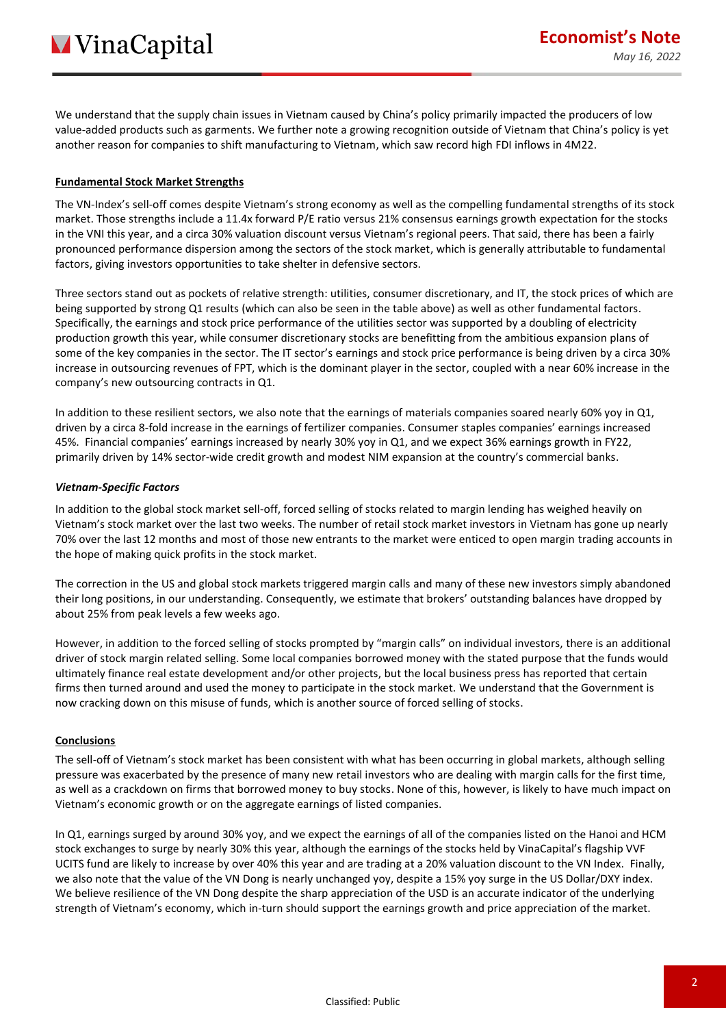We understand that the supply chain issues in Vietnam caused by China's policy primarily impacted the producers of low value-added products such as garments. We further note a growing recognition outside of Vietnam that China's policy is yet another reason for companies to shift manufacturing to Vietnam, which saw record high FDI inflows in 4M22.

## Fundamental Stock Market Strengths

The VN-Index's sell-off comes despite Vietnam's strong economy as well as the compelling fundamental strengths of its stock market. Those strengths include a 11.4x forward P/E ratio versus 21% consensus earnings growth expectation for the stocks in the VNI this year, and a circa 30% valuation discount versus Vietnam's regional peers. That said, there has been a fairly pronounced performance dispersion among the sectors of the stock market, which is generally attributable to fundamental factors, giving investors opportunities to take shelter in defensive sectors.

Three sectors stand out as pockets of relative strength: utilities, consumer discretionary, and IT, the stock prices of which are being supported by strong Q1 results (which can also be seen in the table above) as well as other fundamental factors. Specifically, the earnings and stock price performance of the utilities sector was supported by a doubling of electricity production growth this year, while consumer discretionary stocks are benefitting from the ambitious expansion plans of some of the key companies in the sector. The IT sector's earnings and stock price performance is being driven by a circa 30% increase in outsourcing revenues of FPT, which is the dominant player in the sector, coupled with a near 60% increase in the company's new outsourcing contracts in Q1.

In addition to these resilient sectors, we also note that the earnings of materials companies soared nearly 60% yoy in Q1, driven by a circa 8-fold increase in the earnings of fertilizer companies. Consumer staples companies' earnings increased 45%. Financial companies' earnings increased by nearly 30% yoy in Q1, and we expect 36% earnings growth in FY22, primarily driven by 14% sector-wide credit growth and modest NIM expansion at the country's commercial banks.

### *Vietnam-Specific Factors*

In addition to the global stock market sell-off, forced selling of stocks related to margin lending has weighed heavily on Vietnam's stock market over the last two weeks. The number of retail stock market investors in Vietnam has gone up nearly 70% over the last 12 months and most of those new entrants to the market were enticed to open margin trading accounts in the hope of making quick profits in the stock market.

The correction in the US and global stock markets triggered margin calls and many of these new investors simply abandoned their long positions, in our understanding. Consequently, we estimate that brokers' outstanding balances have dropped by about 25% from peak levels a few weeks ago.

However, in addition to the forced selling of stocks prompted by "margin calls" on individual investors, there is an additional driver of stock margin related selling. Some local companies borrowed money with the stated purpose that the funds would ultimately finance real estate development and/or other projects, but the local business press has reported that certain firms then turned around and used the money to participate in the stock market. We understand that the Government is now cracking down on this misuse of funds, which is another source of forced selling of stocks.

## Conclusions

The sell-off of Vietnam's stock market has been consistent with what has been occurring in global markets, although selling pressure was exacerbated by the presence of many new retail investors who are dealing with margin calls for the first time, as well as a crackdown on firms that borrowed money to buy stocks. None of this, however, is likely to have much impact on Vietnam's economic growth or on the aggregate earnings of listed companies.

In Q1, earnings surged by around 30% yoy, and we expect the earnings of all of the companies listed on the Hanoi and HCM stock exchanges to surge by nearly 30% this year, although the earnings of the stocks held by VinaCapital's flagship VVF UCITS fund are likely to increase by over 40% this year and are trading at a 20% valuation discount to the VN Index. Finally, we also note that the value of the VN Dong is nearly unchanged yoy, despite a 15% yoy surge in the US Dollar/DXY index. We believe resilience of the VN Dong despite the sharp appreciation of the USD is an accurate indicator of the underlying strength of Vietnam's economy, which in-turn should support the earnings growth and price appreciation of the market.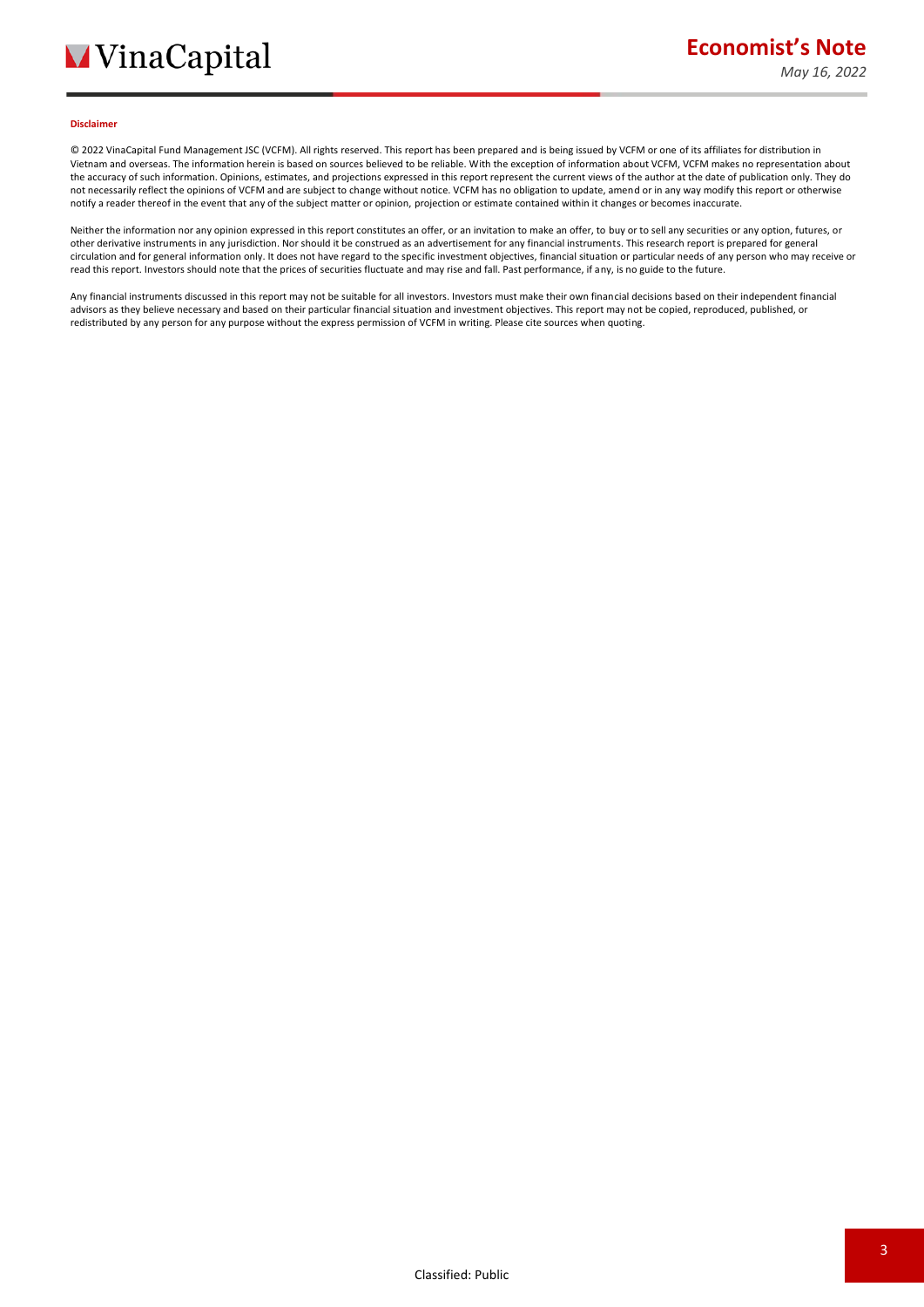**Disclaimer**

© 2022 VinaCapital Fund Management JSC (VCFM). All rights reserved. This report has been prepared and is being issued by VCFM or one of its affiliates for distribution in Vietnam and overseas. The information herein is based on sources believed to be reliable. With the exception of information about VCFM, VCFM makes no representation about the accuracy of such information. Opinions, estimates, and projections expressed in this report represent the current views of the author at the date of publication only. They do not necessarily reflect the opinions of VCFM and are subject to change without notice. VCFM has no obligation to update, amend or in any way modify this report or otherwise notify a reader thereof in the event that any of the subject matter or opinion, projection or estimate contained within it changes or becomes inaccurate.

Neither the information nor any opinion expressed in this report constitutes an offer, or an invitation to make an offer, to buy or to sell any securities or any option, futures, or other derivative instruments in any jurisdiction. Nor should it be construed as an advertisement for any financial instruments. This research report is prepared for general circulation and for general information only. It does not have regard to the specific investment objectives, financial situation or particular needs of any person who may receive or read this report. Investors should note that the prices of securities fluctuate and may rise and fall. Past performance, if any, is no guide to the future.

Any financial instruments discussed in this report may not be suitable for all investors. Investors must make their own financial decisions based on their independent financial advisors as they believe necessary and based on their particular financial situation and investment objectives. This report may not be copied, reproduced, published, or redistributed by any person for any purpose without the express permission of VCFM in writing. Please cite sources when quoting.